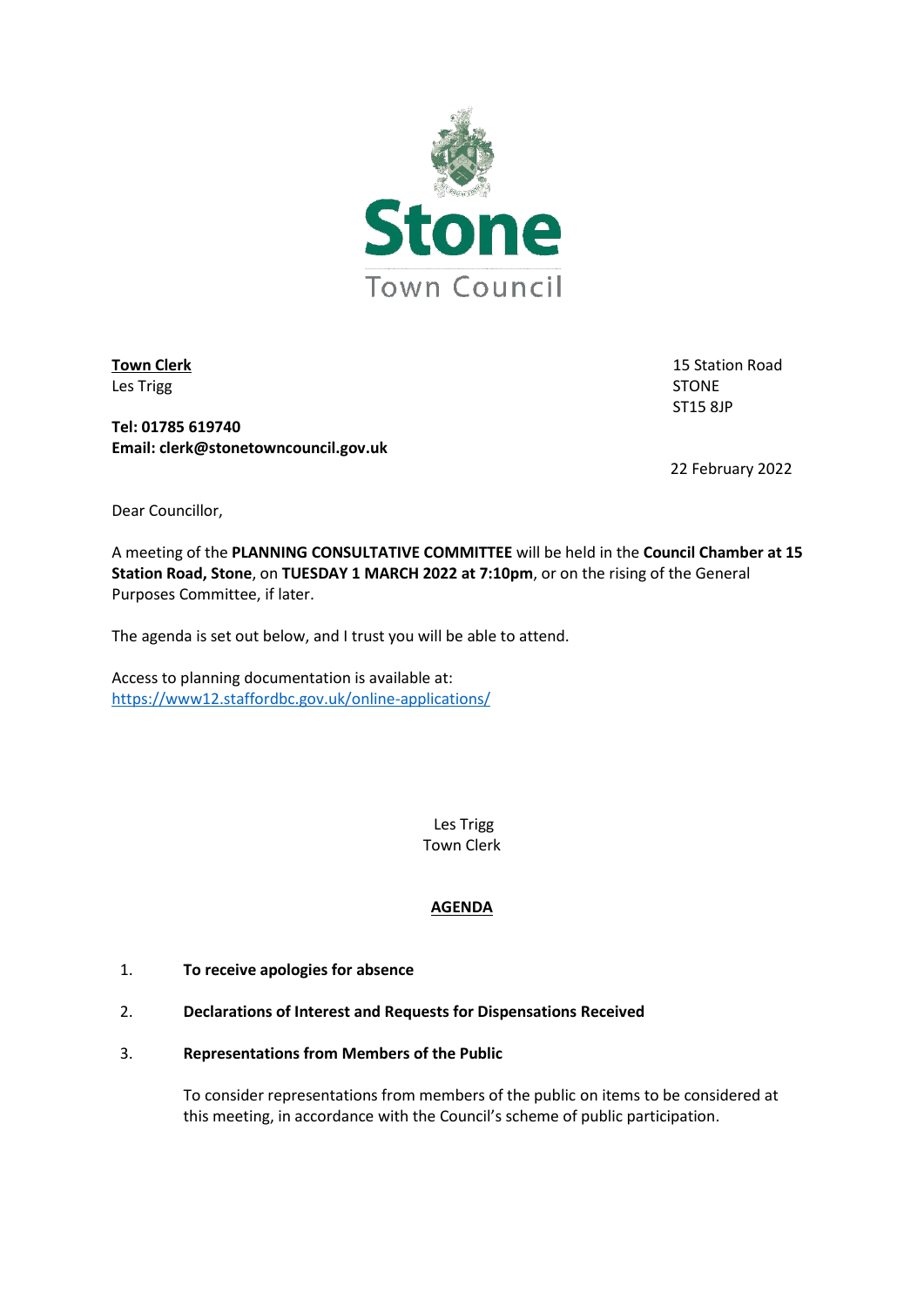# Stone Town Council

**Town Clerk**
Les Trigg

**Tel: 01785 619740**
**Email: clerk@stonetowncouncil.gov.uk**

15 Station Road
STONE
ST15 8JP

22 February 2022

Dear Councillor,

A meeting of the **PLANNING CONSULTATIVE COMMITTEE** will be held in the **Council Chamber at 15 Station Road, Stone**, on **TUESDAY 1 MARCH 2022 at 7:10pm**, or on the rising of the General Purposes Committee, if later.

The agenda is set out below, and I trust you will be able to attend.

Access to planning documentation is available at:
https://www12.staffordbc.gov.uk/online-applications/

Les Trigg
Town Clerk

## AGENDA

1. **To receive apologies for absence**

2. **Declarations of Interest and Requests for Dispensations Received**

3. **Representations from Members of the Public**

   To consider representations from members of the public on items to be considered at this meeting, in accordance with the Council's scheme of public participation.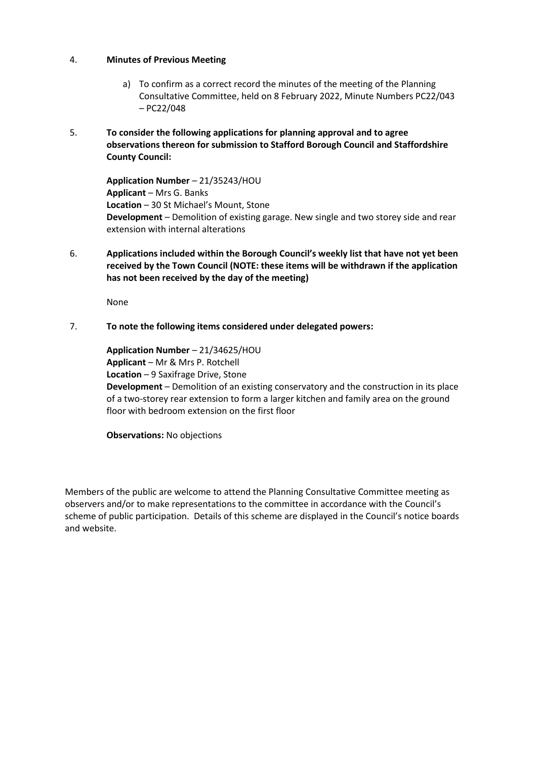4. **Minutes of Previous Meeting**

   a) To confirm as a correct record the minutes of the meeting of the Planning Consultative Committee, held on 8 February 2022, Minute Numbers PC22/043 – PC22/048

5. **To consider the following applications for planning approval and to agree observations thereon for submission to Stafford Borough Council and Staffordshire County Council:**

   **Application Number** – 21/35243/HOU
   **Applicant** – Mrs G. Banks
   **Location** – 30 St Michael's Mount, Stone
   **Development** – Demolition of existing garage. New single and two storey side and rear extension with internal alterations

6. **Applications included within the Borough Council's weekly list that have not yet been received by the Town Council (NOTE: these items will be withdrawn if the application has not been received by the day of the meeting)**

   None

7. **To note the following items considered under delegated powers:**

   **Application Number** – 21/34625/HOU
   **Applicant** – Mr & Mrs P. Rotchell
   **Location** – 9 Saxifrage Drive, Stone
   **Development** – Demolition of an existing conservatory and the construction in its place of a two-storey rear extension to form a larger kitchen and family area on the ground floor with bedroom extension on the first floor

   **Observations:** No objections

Members of the public are welcome to attend the Planning Consultative Committee meeting as observers and/or to make representations to the committee in accordance with the Council's scheme of public participation. Details of this scheme are displayed in the Council's notice boards and website.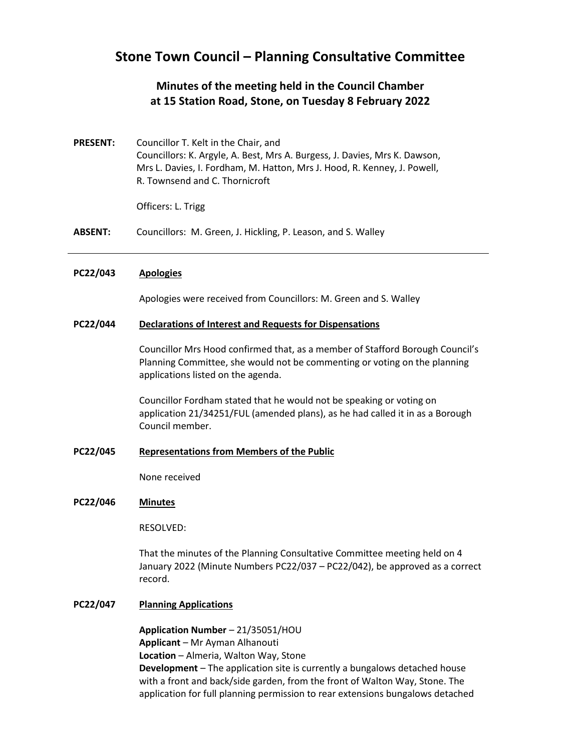# Stone Town Council – Planning Consultative Committee

## Minutes of the meeting held in the Council Chamber at 15 Station Road, Stone, on Tuesday 8 February 2022

**PRESENT:** Councillor T. Kelt in the Chair, and
Councillors: K. Argyle, A. Best, Mrs A. Burgess, J. Davies, Mrs K. Dawson, Mrs L. Davies, I. Fordham, M. Hatton, Mrs J. Hood, R. Kenney, J. Powell, R. Townsend and C. Thornicroft

Officers: L. Trigg

**ABSENT:** Councillors: M. Green, J. Hickling, P. Leason, and S. Walley

---

**PC22/043** **Apologies**

Apologies were received from Councillors: M. Green and S. Walley

**PC22/044** **Declarations of Interest and Requests for Dispensations**

Councillor Mrs Hood confirmed that, as a member of Stafford Borough Council's Planning Committee, she would not be commenting or voting on the planning applications listed on the agenda.

Councillor Fordham stated that he would not be speaking or voting on application 21/34251/FUL (amended plans), as he had called it in as a Borough Council member.

**PC22/045** **Representations from Members of the Public**

None received

**PC22/046** **Minutes**

RESOLVED:

That the minutes of the Planning Consultative Committee meeting held on 4 January 2022 (Minute Numbers PC22/037 – PC22/042), be approved as a correct record.

**PC22/047** **Planning Applications**

**Application Number** – 21/35051/HOU
**Applicant** – Mr Ayman Alhanouti
**Location** – Almeria, Walton Way, Stone
**Development** – The application site is currently a bungalows detached house with a front and back/side garden, from the front of Walton Way, Stone. The application for full planning permission to rear extensions bungalows detached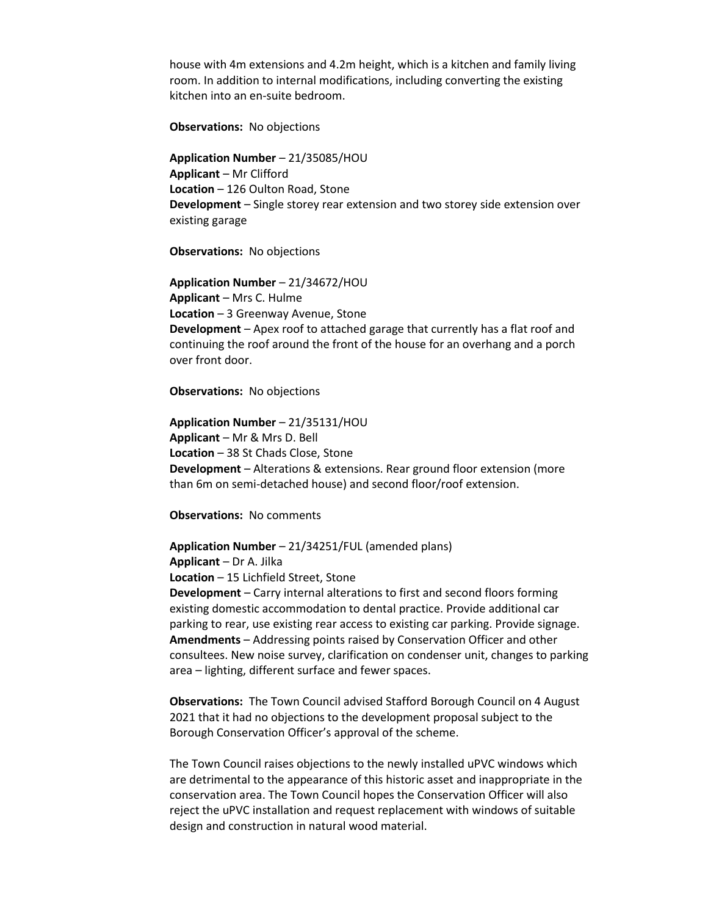house with 4m extensions and 4.2m height, which is a kitchen and family living room. In addition to internal modifications, including converting the existing kitchen into an en-suite bedroom.

**Observations:** No objections

**Application Number** – 21/35085/HOU
**Applicant** – Mr Clifford
**Location** – 126 Oulton Road, Stone
**Development** – Single storey rear extension and two storey side extension over existing garage

**Observations:** No objections

**Application Number** – 21/34672/HOU
**Applicant** – Mrs C. Hulme
**Location** – 3 Greenway Avenue, Stone
**Development** – Apex roof to attached garage that currently has a flat roof and continuing the roof around the front of the house for an overhang and a porch over front door.

**Observations:** No objections

**Application Number** – 21/35131/HOU
**Applicant** – Mr & Mrs D. Bell
**Location** – 38 St Chads Close, Stone
**Development** – Alterations & extensions. Rear ground floor extension (more than 6m on semi-detached house) and second floor/roof extension.

**Observations:** No comments

**Application Number** – 21/34251/FUL (amended plans)
**Applicant** – Dr A. Jilka
**Location** – 15 Lichfield Street, Stone
**Development** – Carry internal alterations to first and second floors forming existing domestic accommodation to dental practice. Provide additional car parking to rear, use existing rear access to existing car parking. Provide signage.
**Amendments** – Addressing points raised by Conservation Officer and other consultees. New noise survey, clarification on condenser unit, changes to parking area – lighting, different surface and fewer spaces.

**Observations:** The Town Council advised Stafford Borough Council on 4 August 2021 that it had no objections to the development proposal subject to the Borough Conservation Officer's approval of the scheme.

The Town Council raises objections to the newly installed uPVC windows which are detrimental to the appearance of this historic asset and inappropriate in the conservation area. The Town Council hopes the Conservation Officer will also reject the uPVC installation and request replacement with windows of suitable design and construction in natural wood material.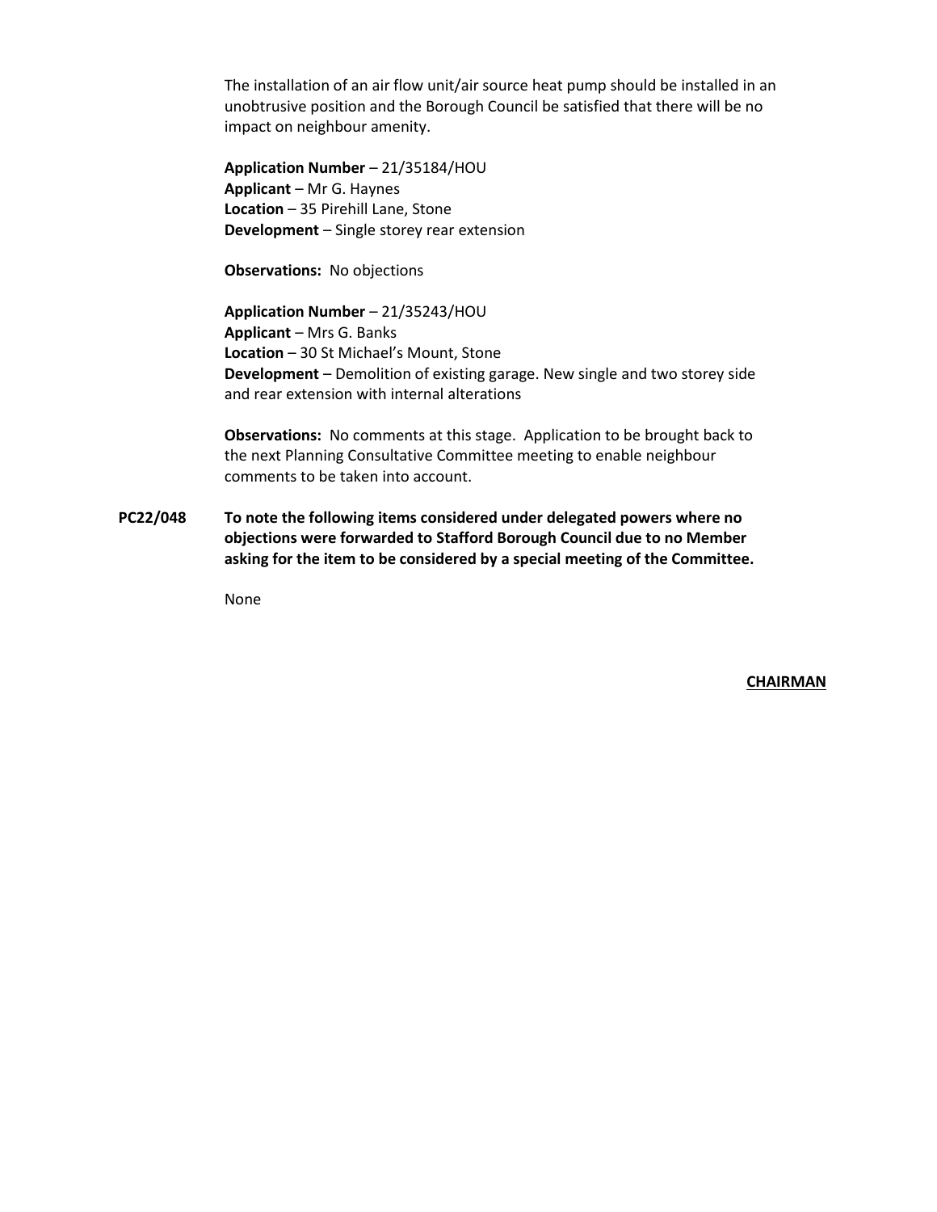The installation of an air flow unit/air source heat pump should be installed in an unobtrusive position and the Borough Council be satisfied that there will be no impact on neighbour amenity.

**Application Number** – 21/35184/HOU
**Applicant** – Mr G. Haynes
**Location** – 35 Pirehill Lane, Stone
**Development** – Single storey rear extension

**Observations:** No objections

**Application Number** – 21/35243/HOU
**Applicant** – Mrs G. Banks
**Location** – 30 St Michael's Mount, Stone
**Development** – Demolition of existing garage. New single and two storey side and rear extension with internal alterations

**Observations:** No comments at this stage. Application to be brought back to the next Planning Consultative Committee meeting to enable neighbour comments to be taken into account.

**PC22/048 To note the following items considered under delegated powers where no objections were forwarded to Stafford Borough Council due to no Member asking for the item to be considered by a special meeting of the Committee.**

None

**CHAIRMAN**